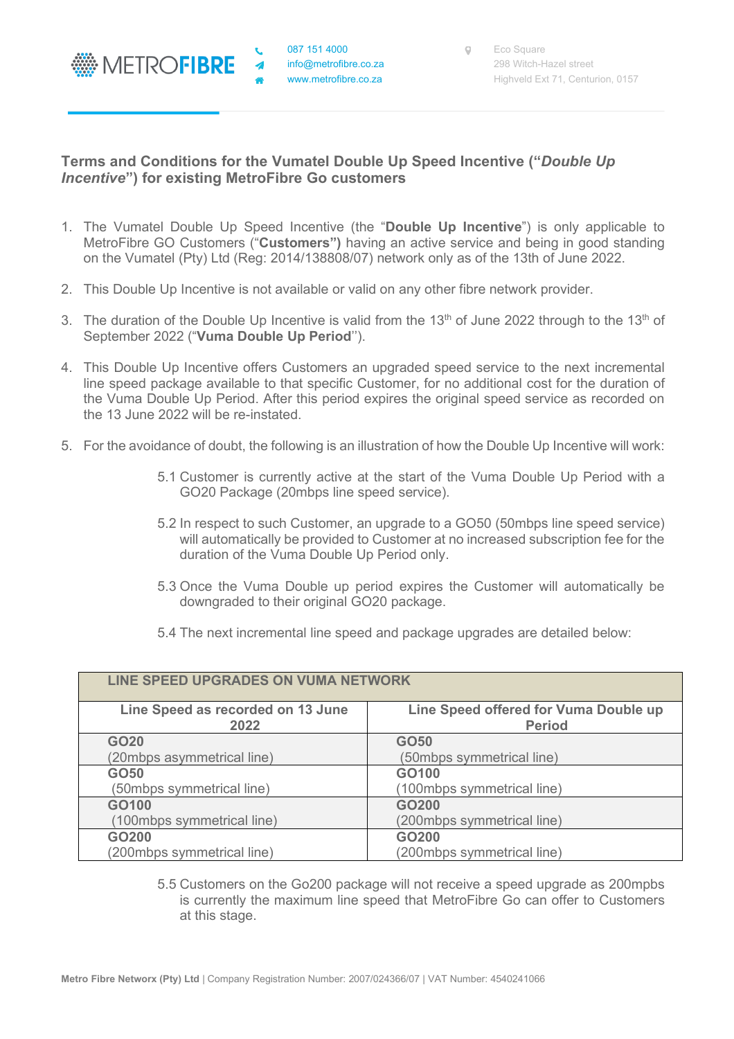METROFIBRE

087 151 4000
info@metrofibre.co.za
www.metrofibre.co.za

Eco Square
298 Witch-Hazel street
Highveld Ext 71, Centurion, 0157

## Terms and Conditions for the Vumatel Double Up Speed Incentive ("*Double Up Incentive*") for existing MetroFibre Go customers

1. The Vumatel Double Up Speed Incentive (the "**Double Up Incentive**") is only applicable to MetroFibre GO Customers ("**Customers")** having an active service and being in good standing on the Vumatel (Pty) Ltd (Reg: 2014/138808/07) network only as of the 13th of June 2022.

2. This Double Up Incentive is not available or valid on any other fibre network provider.

3. The duration of the Double Up Incentive is valid from the 13th of June 2022 through to the 13th of September 2022 ("**Vuma Double Up Period**'').

4. This Double Up Incentive offers Customers an upgraded speed service to the next incremental line speed package available to that specific Customer, for no additional cost for the duration of the Vuma Double Up Period. After this period expires the original speed service as recorded on the 13 June 2022 will be re-instated.

5. For the avoidance of doubt, the following is an illustration of how the Double Up Incentive will work:

   5.1 Customer is currently active at the start of the Vuma Double Up Period with a GO20 Package (20mbps line speed service).

   5.2 In respect to such Customer, an upgrade to a GO50 (50mbps line speed service) will automatically be provided to Customer at no increased subscription fee for the duration of the Vuma Double Up Period only.

   5.3 Once the Vuma Double up period expires the Customer will automatically be downgraded to their original GO20 package.

   5.4 The next incremental line speed and package upgrades are detailed below:

| LINE SPEED UPGRADES ON VUMA NETWORK | |
|---|---|
| **Line Speed as recorded on 13 June 2022** | **Line Speed offered for Vuma Double up Period** |
| **GO20** (20mbps asymmetrical line) | **GO50** (50mbps symmetrical line) |
| **GO50** (50mbps symmetrical line) | **GO100** (100mbps symmetrical line) |
| **GO100** (100mbps symmetrical line) | **GO200** (200mbps symmetrical line) |
| **GO200** (200mbps symmetrical line) | **GO200** (200mbps symmetrical line) |

   5.5 Customers on the Go200 package will not receive a speed upgrade as 200mpbs is currently the maximum line speed that MetroFibre Go can offer to Customers at this stage.

**Metro Fibre Networx (Pty) Ltd** | Company Registration Number: 2007/024366/07 | VAT Number: 4540241066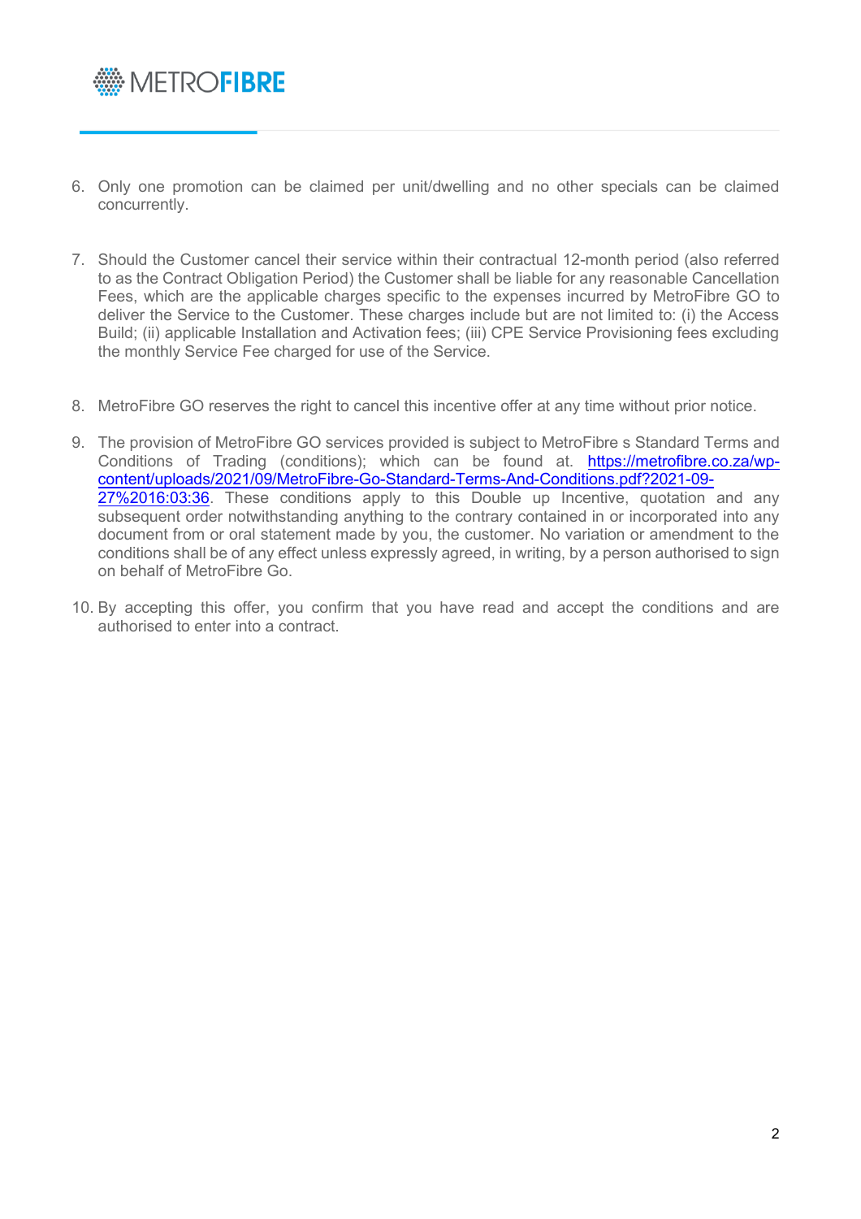6. Only one promotion can be claimed per unit/dwelling and no other specials can be claimed concurrently.

7. Should the Customer cancel their service within their contractual 12-month period (also referred to as the Contract Obligation Period) the Customer shall be liable for any reasonable Cancellation Fees, which are the applicable charges specific to the expenses incurred by MetroFibre GO to deliver the Service to the Customer. These charges include but are not limited to: (i) the Access Build; (ii) applicable Installation and Activation fees; (iii) CPE Service Provisioning fees excluding the monthly Service Fee charged for use of the Service.

8. MetroFibre GO reserves the right to cancel this incentive offer at any time without prior notice.

9. The provision of MetroFibre GO services provided is subject to MetroFibre s Standard Terms and Conditions of Trading (conditions); which can be found at. [https://metrofibre.co.za/wp-content/uploads/2021/09/MetroFibre-Go-Standard-Terms-And-Conditions.pdf?2021-09-27%2016:03:36](https://metrofibre.co.za/wp-content/uploads/2021/09/MetroFibre-Go-Standard-Terms-And-Conditions.pdf?2021-09-27%2016:03:36). These conditions apply to this Double up Incentive, quotation and any subsequent order notwithstanding anything to the contrary contained in or incorporated into any document from or oral statement made by you, the customer. No variation or amendment to the conditions shall be of any effect unless expressly agreed, in writing, by a person authorised to sign on behalf of MetroFibre Go.

10. By accepting this offer, you confirm that you have read and accept the conditions and are authorised to enter into a contract.